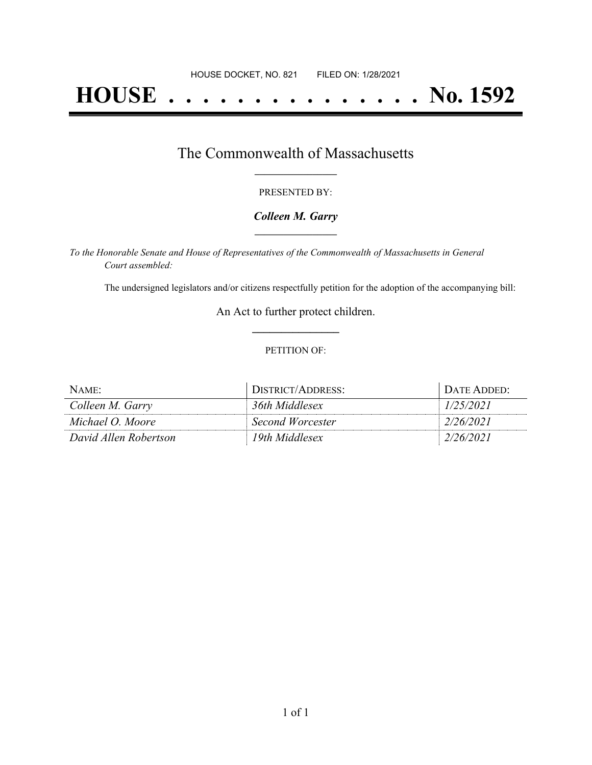HOUSE DOCKET, NO. 821 FILED ON: 1/28/2021

# HOUSE . . . . . . . . . . . . . . . No. 1592

## The Commonwealth of Massachusetts

PRESENTED BY:

***Colleen M. Garry***

*To the Honorable Senate and House of Representatives of the Commonwealth of Massachusetts in General Court assembled:*

The undersigned legislators and/or citizens respectfully petition for the adoption of the accompanying bill:

An Act to further protect children.

PETITION OF:

| NAME: | DISTRICT/ADDRESS: | DATE ADDED: |
| --- | --- | --- |
| *Colleen M. Garry* | *36th Middlesex* | *1/25/2021* |
| *Michael O. Moore* | *Second Worcester* | *2/26/2021* |
| *David Allen Robertson* | *19th Middlesex* | *2/26/2021* |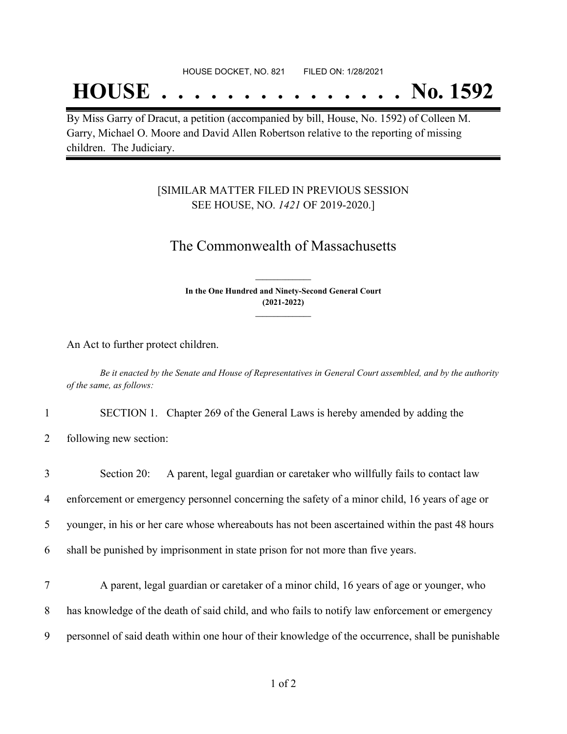HOUSE DOCKET, NO. 821 FILED ON: 1/28/2021

# HOUSE . . . . . . . . . . . . . . . No. 1592

By Miss Garry of Dracut, a petition (accompanied by bill, House, No. 1592) of Colleen M. Garry, Michael O. Moore and David Allen Robertson relative to the reporting of missing children. The Judiciary.

[SIMILAR MATTER FILED IN PREVIOUS SESSION SEE HOUSE, NO. *1421* OF 2019-2020.]

## The Commonwealth of Massachusetts

**In the One Hundred and Ninety-Second General Court (2021-2022)**

An Act to further protect children.

*Be it enacted by the Senate and House of Representatives in General Court assembled, and by the authority of the same, as follows:*

1 SECTION 1. Chapter 269 of the General Laws is hereby amended by adding the
2 following new section:

3 Section 20: A parent, legal guardian or caretaker who willfully fails to contact law
4 enforcement or emergency personnel concerning the safety of a minor child, 16 years of age or
5 younger, in his or her care whose whereabouts has not been ascertained within the past 48 hours
6 shall be punished by imprisonment in state prison for not more than five years.

7 A parent, legal guardian or caretaker of a minor child, 16 years of age or younger, who
8 has knowledge of the death of said child, and who fails to notify law enforcement or emergency
9 personnel of said death within one hour of their knowledge of the occurrence, shall be punishable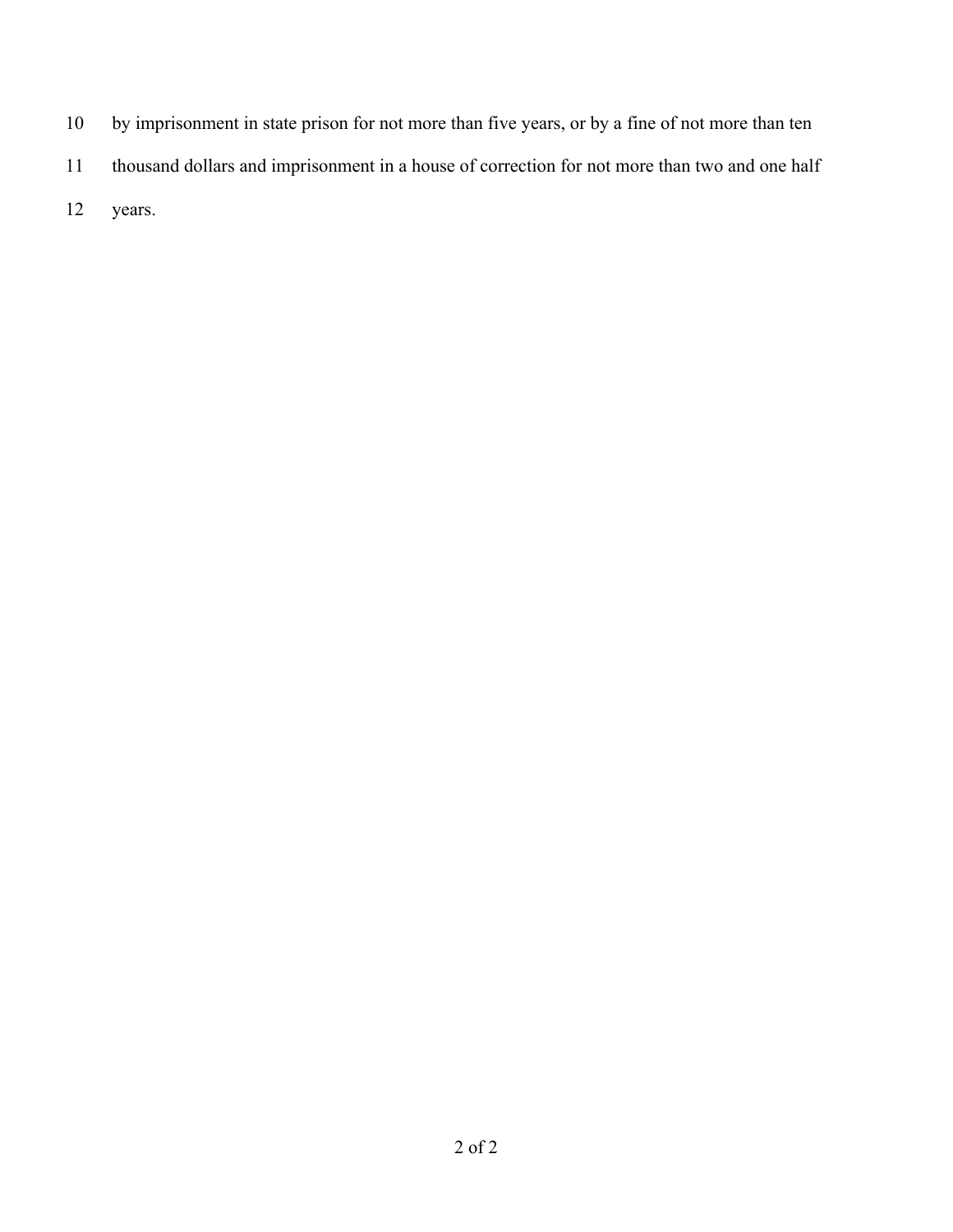by imprisonment in state prison for not more than five years, or by a fine of not more than ten thousand dollars and imprisonment in a house of correction for not more than two and one half years.